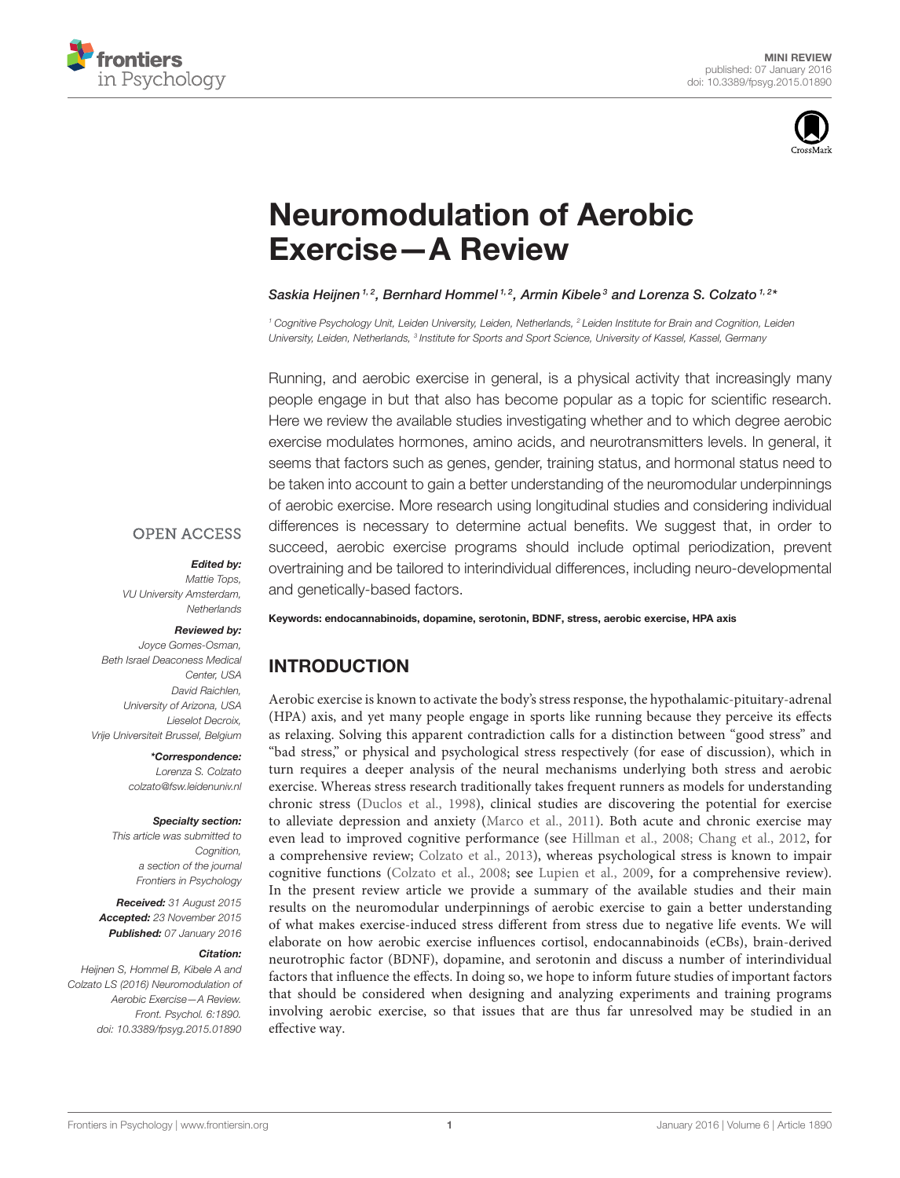MINI REVIEW
published: 07 January 2016
doi: 10.3389/fpsyg.2015.01890

# Neuromodulation of Aerobic Exercise—A Review

*Saskia Heijnen[1,2], Bernhard Hommel[1,2], Armin Kibele[3] and Lorenza S. Colzato[1,2]*

*[1] Cognitive Psychology Unit, Leiden University, Leiden, Netherlands, [2] Leiden Institute for Brain and Cognition, Leiden University, Leiden, Netherlands, [3] Institute for Sports and Sport Science, University of Kassel, Kassel, Germany*

Running, and aerobic exercise in general, is a physical activity that increasingly many people engage in but that also has become popular as a topic for scientific research. Here we review the available studies investigating whether and to which degree aerobic exercise modulates hormones, amino acids, and neurotransmitters levels. In general, it seems that factors such as genes, gender, training status, and hormonal status need to be taken into account to gain a better understanding of the neuromodular underpinnings of aerobic exercise. More research using longitudinal studies and considering individual differences is necessary to determine actual benefits. We suggest that, in order to succeed, aerobic exercise programs should include optimal periodization, prevent overtraining and be tailored to interindividual differences, including neuro-developmental and genetically-based factors.

**Keywords: endocannabinoids, dopamine, serotonin, BDNF, stress, aerobic exercise, HPA axis**

OPEN ACCESS

***Edited by:***
*Mattie Tops, VU University Amsterdam, Netherlands*

***Reviewed by:***
*Joyce Gomes-Osman, Beth Israel Deaconess Medical Center, USA*
*David Raichlen, University of Arizona, USA*
*Lieselot Decroix, Vrije Universiteit Brussel, Belgium*

***\*Correspondence:***
*Lorenza S. Colzato*
*colzato@fsw.leidenuniv.nl*

***Specialty section:***
*This article was submitted to Cognition, a section of the journal Frontiers in Psychology*

***Received:*** *31 August 2015*
***Accepted:*** *23 November 2015*
***Published:*** *07 January 2016*

***Citation:***
*Heijnen S, Hommel B, Kibele A and Colzato LS (2016) Neuromodulation of Aerobic Exercise—A Review. Front. Psychol. 6:1890. doi: 10.3389/fpsyg.2015.01890*

## INTRODUCTION

Aerobic exercise is known to activate the body's stress response, the hypothalamic-pituitary-adrenal (HPA) axis, and yet many people engage in sports like running because they perceive its effects as relaxing. Solving this apparent contradiction calls for a distinction between "good stress" and "bad stress," or physical and psychological stress respectively (for ease of discussion), which in turn requires a deeper analysis of the neural mechanisms underlying both stress and aerobic exercise. Whereas stress research traditionally takes frequent runners as models for understanding chronic stress (Duclos et al., 1998), clinical studies are discovering the potential for exercise to alleviate depression and anxiety (Marco et al., 2011). Both acute and chronic exercise may even lead to improved cognitive performance (see Hillman et al., 2008; Chang et al., 2012, for a comprehensive review; Colzato et al., 2013), whereas psychological stress is known to impair cognitive functions (Colzato et al., 2008; see Lupien et al., 2009, for a comprehensive review). In the present review article we provide a summary of the available studies and their main results on the neuromodular underpinnings of aerobic exercise to gain a better understanding of what makes exercise-induced stress different from stress due to negative life events. We will elaborate on how aerobic exercise influences cortisol, endocannabinoids (eCBs), brain-derived neurotrophic factor (BDNF), dopamine, and serotonin and discuss a number of interindividual factors that influence the effects. In doing so, we hope to inform future studies of important factors that should be considered when designing and analyzing experiments and training programs involving aerobic exercise, so that issues that are thus far unresolved may be studied in an effective way.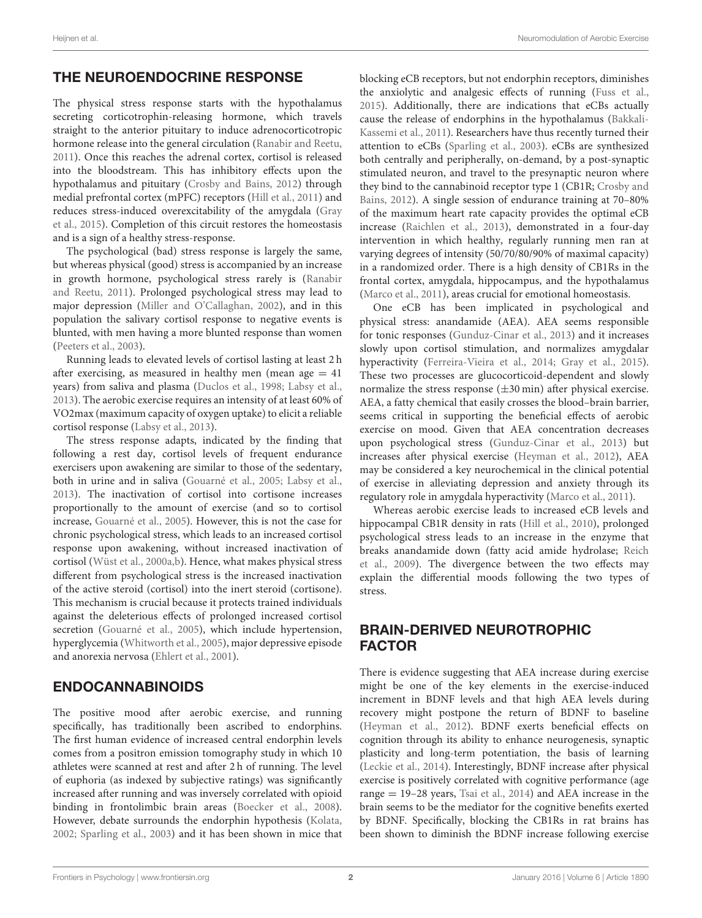## THE NEUROENDOCRINE RESPONSE

The physical stress response starts with the hypothalamus secreting corticotrophin-releasing hormone, which travels straight to the anterior pituitary to induce adrenocorticotropic hormone release into the general circulation (Ranabir and Reetu, 2011). Once this reaches the adrenal cortex, cortisol is released into the bloodstream. This has inhibitory effects upon the hypothalamus and pituitary (Crosby and Bains, 2012) through medial prefrontal cortex (mPFC) receptors (Hill et al., 2011) and reduces stress-induced overexcitability of the amygdala (Gray et al., 2015). Completion of this circuit restores the homeostasis and is a sign of a healthy stress-response.

The psychological (bad) stress response is largely the same, but whereas physical (good) stress is accompanied by an increase in growth hormone, psychological stress rarely is (Ranabir and Reetu, 2011). Prolonged psychological stress may lead to major depression (Miller and O'Callaghan, 2002), and in this population the salivary cortisol response to negative events is blunted, with men having a more blunted response than women (Peeters et al., 2003).

Running leads to elevated levels of cortisol lasting at least 2 h after exercising, as measured in healthy men (mean age = 41 years) from saliva and plasma (Duclos et al., 1998; Labsy et al., 2013). The aerobic exercise requires an intensity of at least 60% of VO2max (maximum capacity of oxygen uptake) to elicit a reliable cortisol response (Labsy et al., 2013).

The stress response adapts, indicated by the finding that following a rest day, cortisol levels of frequent endurance exercisers upon awakening are similar to those of the sedentary, both in urine and in saliva (Gouarné et al., 2005; Labsy et al., 2013). The inactivation of cortisol into cortisone increases proportionally to the amount of exercise (and so to cortisol increase, Gouarné et al., 2005). However, this is not the case for chronic psychological stress, which leads to an increased cortisol response upon awakening, without increased inactivation of cortisol (Wüst et al., 2000a,b). Hence, what makes physical stress different from psychological stress is the increased inactivation of the active steroid (cortisol) into the inert steroid (cortisone). This mechanism is crucial because it protects trained individuals against the deleterious effects of prolonged increased cortisol secretion (Gouarné et al., 2005), which include hypertension, hyperglycemia (Whitworth et al., 2005), major depressive episode and anorexia nervosa (Ehlert et al., 2001).

## ENDOCANNABINOIDS

The positive mood after aerobic exercise, and running specifically, has traditionally been ascribed to endorphins. The first human evidence of increased central endorphin levels comes from a positron emission tomography study in which 10 athletes were scanned at rest and after 2 h of running. The level of euphoria (as indexed by subjective ratings) was significantly increased after running and was inversely correlated with opioid binding in frontolimbic brain areas (Boecker et al., 2008). However, debate surrounds the endorphin hypothesis (Kolata, 2002; Sparling et al., 2003) and it has been shown in mice that blocking eCB receptors, but not endorphin receptors, diminishes the anxiolytic and analgesic effects of running (Fuss et al., 2015). Additionally, there are indications that eCBs actually cause the release of endorphins in the hypothalamus (Bakkali-Kassemi et al., 2011). Researchers have thus recently turned their attention to eCBs (Sparling et al., 2003). eCBs are synthesized both centrally and peripherally, on-demand, by a post-synaptic stimulated neuron, and travel to the presynaptic neuron where they bind to the cannabinoid receptor type 1 (CB1R; Crosby and Bains, 2012). A single session of endurance training at 70–80% of the maximum heart rate capacity provides the optimal eCB increase (Raichlen et al., 2013), demonstrated in a four-day intervention in which healthy, regularly running men ran at varying degrees of intensity (50/70/80/90% of maximal capacity) in a randomized order. There is a high density of CB1Rs in the frontal cortex, amygdala, hippocampus, and the hypothalamus (Marco et al., 2011), areas crucial for emotional homeostasis.

One eCB has been implicated in psychological and physical stress: anandamide (AEA). AEA seems responsible for tonic responses (Gunduz-Cinar et al., 2013) and it increases slowly upon cortisol stimulation, and normalizes amygdalar hyperactivity (Ferreira-Vieira et al., 2014; Gray et al., 2015). These two processes are glucocorticoid-dependent and slowly normalize the stress response (±30 min) after physical exercise. AEA, a fatty chemical that easily crosses the blood–brain barrier, seems critical in supporting the beneficial effects of aerobic exercise on mood. Given that AEA concentration decreases upon psychological stress (Gunduz-Cinar et al., 2013) but increases after physical exercise (Heyman et al., 2012), AEA may be considered a key neurochemical in the clinical potential of exercise in alleviating depression and anxiety through its regulatory role in amygdala hyperactivity (Marco et al., 2011).

Whereas aerobic exercise leads to increased eCB levels and hippocampal CB1R density in rats (Hill et al., 2010), prolonged psychological stress leads to an increase in the enzyme that breaks anandamide down (fatty acid amide hydrolase; Reich et al., 2009). The divergence between the two effects may explain the differential moods following the two types of stress.

## BRAIN-DERIVED NEUROTROPHIC FACTOR

There is evidence suggesting that AEA increase during exercise might be one of the key elements in the exercise-induced increment in BDNF levels and that high AEA levels during recovery might postpone the return of BDNF to baseline (Heyman et al., 2012). BDNF exerts beneficial effects on cognition through its ability to enhance neurogenesis, synaptic plasticity and long-term potentiation, the basis of learning (Leckie et al., 2014). Interestingly, BDNF increase after physical exercise is positively correlated with cognitive performance (age range = 19–28 years, Tsai et al., 2014) and AEA increase in the brain seems to be the mediator for the cognitive benefits exerted by BDNF. Specifically, blocking the CB1Rs in rat brains has been shown to diminish the BDNF increase following exercise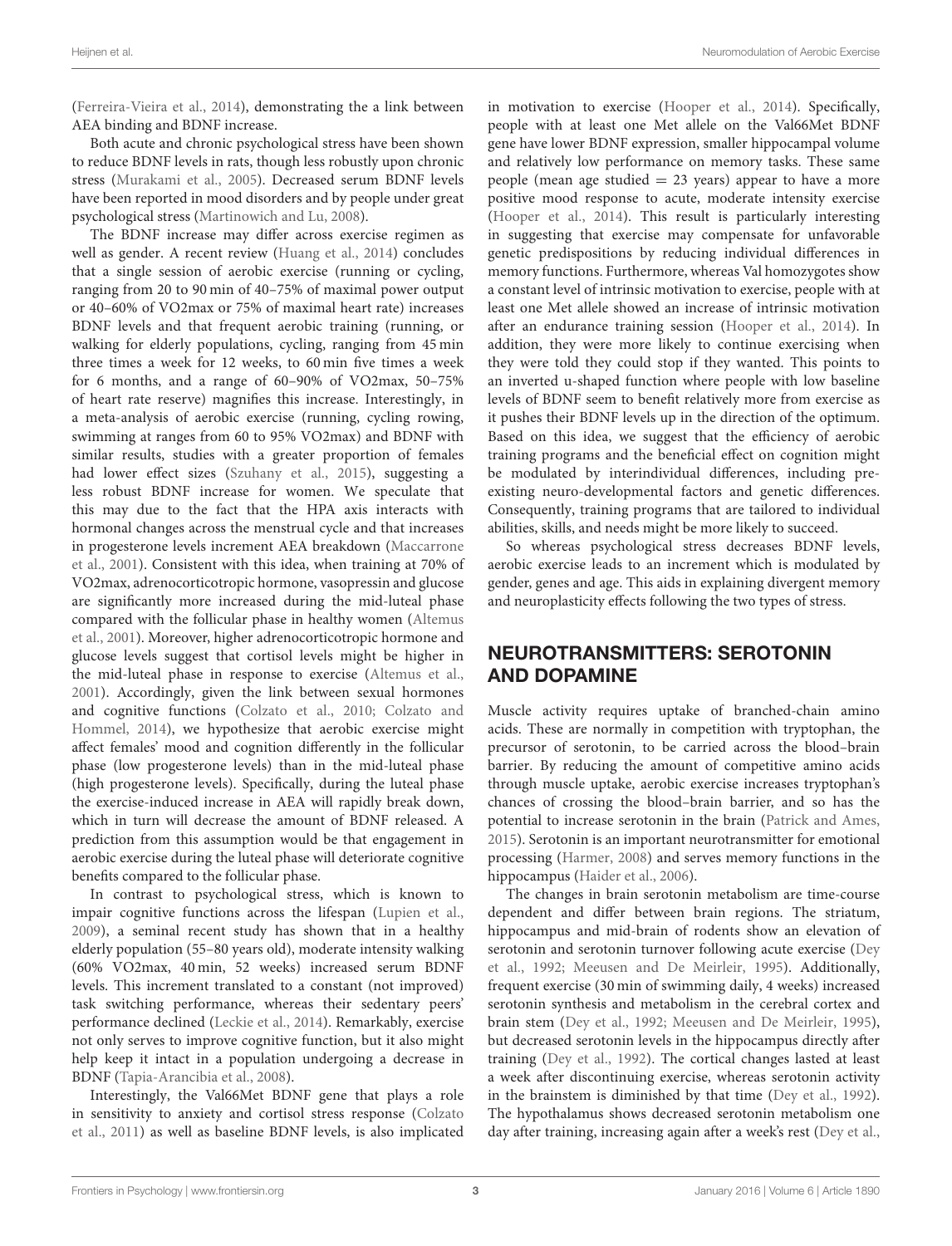(Ferreira-Vieira et al., 2014), demonstrating the a link between AEA binding and BDNF increase.

Both acute and chronic psychological stress have been shown to reduce BDNF levels in rats, though less robustly upon chronic stress (Murakami et al., 2005). Decreased serum BDNF levels have been reported in mood disorders and by people under great psychological stress (Martinowich and Lu, 2008).

The BDNF increase may differ across exercise regimen as well as gender. A recent review (Huang et al., 2014) concludes that a single session of aerobic exercise (running or cycling, ranging from 20 to 90 min of 40–75% of maximal power output or 40–60% of VO2max or 75% of maximal heart rate) increases BDNF levels and that frequent aerobic training (running, or walking for elderly populations, cycling, ranging from 45 min three times a week for 12 weeks, to 60 min five times a week for 6 months, and a range of 60–90% of VO2max, 50–75% of heart rate reserve) magnifies this increase. Interestingly, in a meta-analysis of aerobic exercise (running, cycling rowing, swimming at ranges from 60 to 95% VO2max) and BDNF with similar results, studies with a greater proportion of females had lower effect sizes (Szuhany et al., 2015), suggesting a less robust BDNF increase for women. We speculate that this may due to the fact that the HPA axis interacts with hormonal changes across the menstrual cycle and that increases in progesterone levels increment AEA breakdown (Maccarrone et al., 2001). Consistent with this idea, when training at 70% of VO2max, adrenocorticotropic hormone, vasopressin and glucose are significantly more increased during the mid-luteal phase compared with the follicular phase in healthy women (Altemus et al., 2001). Moreover, higher adrenocorticotropic hormone and glucose levels suggest that cortisol levels might be higher in the mid-luteal phase in response to exercise (Altemus et al., 2001). Accordingly, given the link between sexual hormones and cognitive functions (Colzato et al., 2010; Colzato and Hommel, 2014), we hypothesize that aerobic exercise might affect females' mood and cognition differently in the follicular phase (low progesterone levels) than in the mid-luteal phase (high progesterone levels). Specifically, during the luteal phase the exercise-induced increase in AEA will rapidly break down, which in turn will decrease the amount of BDNF released. A prediction from this assumption would be that engagement in aerobic exercise during the luteal phase will deteriorate cognitive benefits compared to the follicular phase.

In contrast to psychological stress, which is known to impair cognitive functions across the lifespan (Lupien et al., 2009), a seminal recent study has shown that in a healthy elderly population (55–80 years old), moderate intensity walking (60% VO2max, 40 min, 52 weeks) increased serum BDNF levels. This increment translated to a constant (not improved) task switching performance, whereas their sedentary peers' performance declined (Leckie et al., 2014). Remarkably, exercise not only serves to improve cognitive function, but it also might help keep it intact in a population undergoing a decrease in BDNF (Tapia-Arancibia et al., 2008).

Interestingly, the Val66Met BDNF gene that plays a role in sensitivity to anxiety and cortisol stress response (Colzato et al., 2011) as well as baseline BDNF levels, is also implicated in motivation to exercise (Hooper et al., 2014). Specifically, people with at least one Met allele on the Val66Met BDNF gene have lower BDNF expression, smaller hippocampal volume and relatively low performance on memory tasks. These same people (mean age studied = 23 years) appear to have a more positive mood response to acute, moderate intensity exercise (Hooper et al., 2014). This result is particularly interesting in suggesting that exercise may compensate for unfavorable genetic predispositions by reducing individual differences in memory functions. Furthermore, whereas Val homozygotes show a constant level of intrinsic motivation to exercise, people with at least one Met allele showed an increase of intrinsic motivation after an endurance training session (Hooper et al., 2014). In addition, they were more likely to continue exercising when they were told they could stop if they wanted. This points to an inverted u-shaped function where people with low baseline levels of BDNF seem to benefit relatively more from exercise as it pushes their BDNF levels up in the direction of the optimum. Based on this idea, we suggest that the efficiency of aerobic training programs and the beneficial effect on cognition might be modulated by interindividual differences, including pre-existing neuro-developmental factors and genetic differences. Consequently, training programs that are tailored to individual abilities, skills, and needs might be more likely to succeed.

So whereas psychological stress decreases BDNF levels, aerobic exercise leads to an increment which is modulated by gender, genes and age. This aids in explaining divergent memory and neuroplasticity effects following the two types of stress.

## NEUROTRANSMITTERS: SEROTONIN AND DOPAMINE

Muscle activity requires uptake of branched-chain amino acids. These are normally in competition with tryptophan, the precursor of serotonin, to be carried across the blood–brain barrier. By reducing the amount of competitive amino acids through muscle uptake, aerobic exercise increases tryptophan's chances of crossing the blood–brain barrier, and so has the potential to increase serotonin in the brain (Patrick and Ames, 2015). Serotonin is an important neurotransmitter for emotional processing (Harmer, 2008) and serves memory functions in the hippocampus (Haider et al., 2006).

The changes in brain serotonin metabolism are time-course dependent and differ between brain regions. The striatum, hippocampus and mid-brain of rodents show an elevation of serotonin and serotonin turnover following acute exercise (Dey et al., 1992; Meeusen and De Meirleir, 1995). Additionally, frequent exercise (30 min of swimming daily, 4 weeks) increased serotonin synthesis and metabolism in the cerebral cortex and brain stem (Dey et al., 1992; Meeusen and De Meirleir, 1995), but decreased serotonin levels in the hippocampus directly after training (Dey et al., 1992). The cortical changes lasted at least a week after discontinuing exercise, whereas serotonin activity in the brainstem is diminished by that time (Dey et al., 1992). The hypothalamus shows decreased serotonin metabolism one day after training, increasing again after a week's rest (Dey et al.,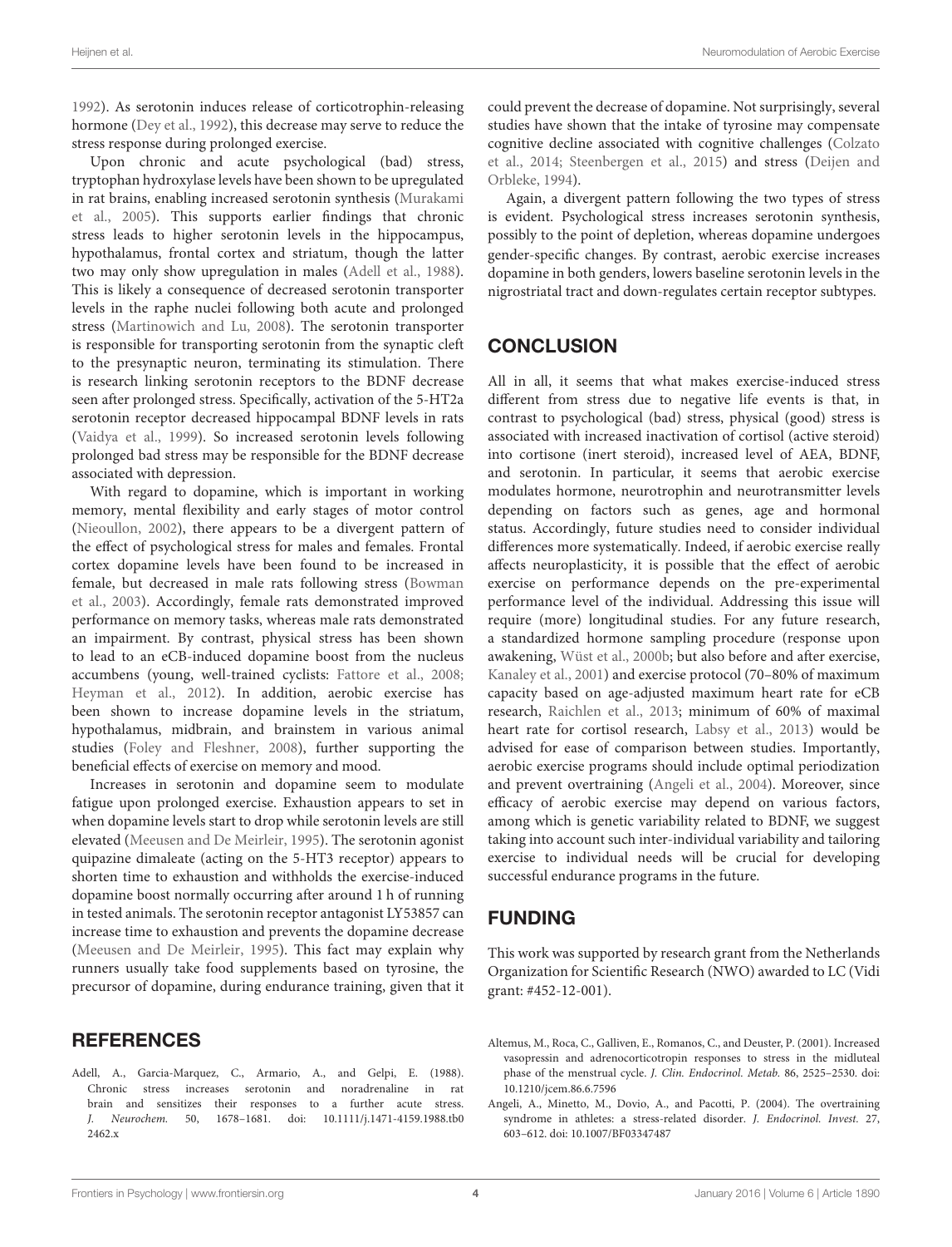1992). As serotonin induces release of corticotrophin-releasing hormone (Dey et al., 1992), this decrease may serve to reduce the stress response during prolonged exercise.

Upon chronic and acute psychological (bad) stress, tryptophan hydroxylase levels have been shown to be upregulated in rat brains, enabling increased serotonin synthesis (Murakami et al., 2005). This supports earlier findings that chronic stress leads to higher serotonin levels in the hippocampus, hypothalamus, frontal cortex and striatum, though the latter two may only show upregulation in males (Adell et al., 1988). This is likely a consequence of decreased serotonin transporter levels in the raphe nuclei following both acute and prolonged stress (Martinowich and Lu, 2008). The serotonin transporter is responsible for transporting serotonin from the synaptic cleft to the presynaptic neuron, terminating its stimulation. There is research linking serotonin receptors to the BDNF decrease seen after prolonged stress. Specifically, activation of the 5-HT2a serotonin receptor decreased hippocampal BDNF levels in rats (Vaidya et al., 1999). So increased serotonin levels following prolonged bad stress may be responsible for the BDNF decrease associated with depression.

With regard to dopamine, which is important in working memory, mental flexibility and early stages of motor control (Nieoullon, 2002), there appears to be a divergent pattern of the effect of psychological stress for males and females. Frontal cortex dopamine levels have been found to be increased in female, but decreased in male rats following stress (Bowman et al., 2003). Accordingly, female rats demonstrated improved performance on memory tasks, whereas male rats demonstrated an impairment. By contrast, physical stress has been shown to lead to an eCB-induced dopamine boost from the nucleus accumbens (young, well-trained cyclists: Fattore et al., 2008; Heyman et al., 2012). In addition, aerobic exercise has been shown to increase dopamine levels in the striatum, hypothalamus, midbrain, and brainstem in various animal studies (Foley and Fleshner, 2008), further supporting the beneficial effects of exercise on memory and mood.

Increases in serotonin and dopamine seem to modulate fatigue upon prolonged exercise. Exhaustion appears to set in when dopamine levels start to drop while serotonin levels are still elevated (Meeusen and De Meirleir, 1995). The serotonin agonist quipazine dimaleate (acting on the 5-HT3 receptor) appears to shorten time to exhaustion and withholds the exercise-induced dopamine boost normally occurring after around 1 h of running in tested animals. The serotonin receptor antagonist LY53857 can increase time to exhaustion and prevents the dopamine decrease (Meeusen and De Meirleir, 1995). This fact may explain why runners usually take food supplements based on tyrosine, the precursor of dopamine, during endurance training, given that it could prevent the decrease of dopamine. Not surprisingly, several studies have shown that the intake of tyrosine may compensate cognitive decline associated with cognitive challenges (Colzato et al., 2014; Steenbergen et al., 2015) and stress (Deijen and Orbleke, 1994).

Again, a divergent pattern following the two types of stress is evident. Psychological stress increases serotonin synthesis, possibly to the point of depletion, whereas dopamine undergoes gender-specific changes. By contrast, aerobic exercise increases dopamine in both genders, lowers baseline serotonin levels in the nigrostriatal tract and down-regulates certain receptor subtypes.

## CONCLUSION

All in all, it seems that what makes exercise-induced stress different from stress due to negative life events is that, in contrast to psychological (bad) stress, physical (good) stress is associated with increased inactivation of cortisol (active steroid) into cortisone (inert steroid), increased level of AEA, BDNF, and serotonin. In particular, it seems that aerobic exercise modulates hormone, neurotrophin and neurotransmitter levels depending on factors such as genes, age and hormonal status. Accordingly, future studies need to consider individual differences more systematically. Indeed, if aerobic exercise really affects neuroplasticity, it is possible that the effect of aerobic exercise on performance depends on the pre-experimental performance level of the individual. Addressing this issue will require (more) longitudinal studies. For any future research, a standardized hormone sampling procedure (response upon awakening, Wüst et al., 2000b; but also before and after exercise, Kanaley et al., 2001) and exercise protocol (70–80% of maximum capacity based on age-adjusted maximum heart rate for eCB research, Raichlen et al., 2013; minimum of 60% of maximal heart rate for cortisol research, Labsy et al., 2013) would be advised for ease of comparison between studies. Importantly, aerobic exercise programs should include optimal periodization and prevent overtraining (Angeli et al., 2004). Moreover, since efficacy of aerobic exercise may depend on various factors, among which is genetic variability related to BDNF, we suggest taking into account such inter-individual variability and tailoring exercise to individual needs will be crucial for developing successful endurance programs in the future.

## FUNDING

This work was supported by research grant from the Netherlands Organization for Scientific Research (NWO) awarded to LC (Vidi grant: #452-12-001).

## REFERENCES

Adell, A., Garcia-Marquez, C., Armario, A., and Gelpi, E. (1988). Chronic stress increases serotonin and noradrenaline in rat brain and sensitizes their responses to a further acute stress. *J. Neurochem.* 50, 1678–1681. doi: 10.1111/j.1471-4159.1988.tb02462.x

Altemus, M., Roca, C., Galliven, E., Romanos, C., and Deuster, P. (2001). Increased vasopressin and adrenocorticotropin responses to stress in the midluteal phase of the menstrual cycle. *J. Clin. Endocrinol. Metab.* 86, 2525–2530. doi: 10.1210/jcem.86.6.7596

Angeli, A., Minetto, M., Dovio, A., and Pacotti, P. (2004). The overtraining syndrome in athletes: a stress-related disorder. *J. Endocrinol. Invest.* 27, 603–612. doi: 10.1007/BF03347487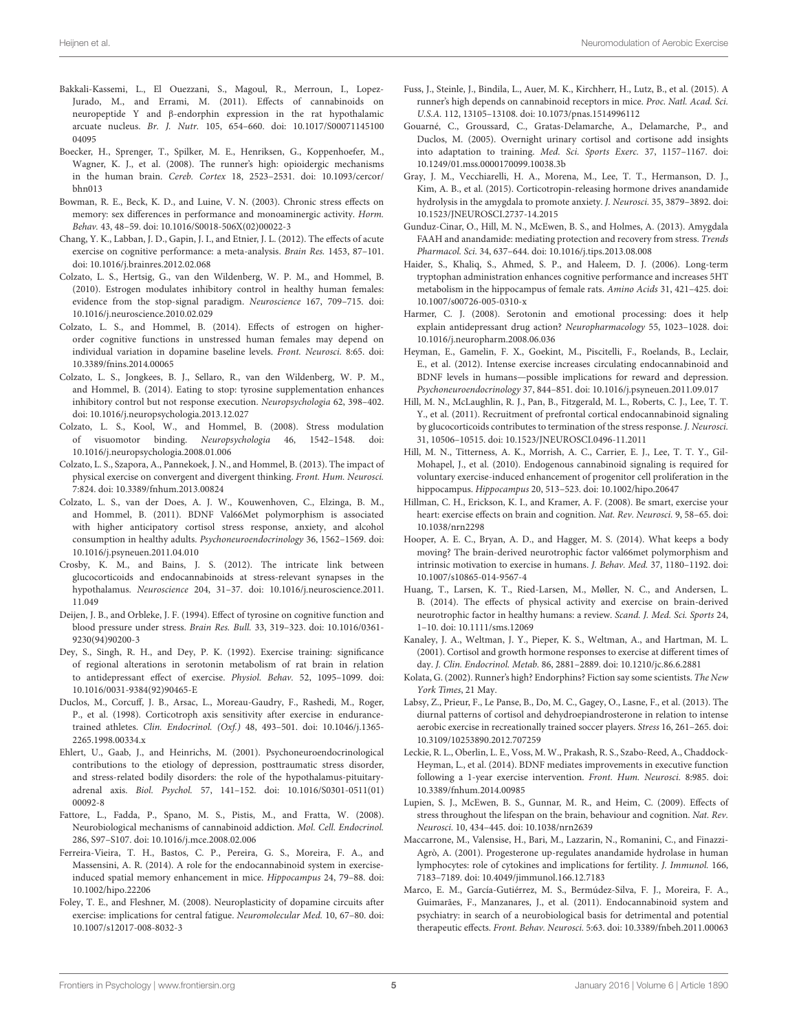Bakkali-Kassemi, L., El Ouezzani, S., Magoul, R., Merroun, I., Lopez-Jurado, M., and Errami, M. (2011). Effects of cannabinoids on neuropeptide Y and β-endorphin expression in the rat hypothalamic arcuate nucleus. *Br. J. Nutr.* 105, 654–660. doi: 10.1017/S0007114510004095

Boecker, H., Sprenger, T., Spilker, M. E., Henriksen, G., Koppenhoefer, M., Wagner, K. J., et al. (2008). The runner's high: opioidergic mechanisms in the human brain. *Cereb. Cortex* 18, 2523–2531. doi: 10.1093/cercor/bhn013

Bowman, R. E., Beck, K. D., and Luine, V. N. (2003). Chronic stress effects on memory: sex differences in performance and monoaminergic activity. *Horm. Behav.* 43, 48–59. doi: 10.1016/S0018-506X(02)00022-3

Chang, Y. K., Labban, J. D., Gapin, J. I., and Etnier, J. L. (2012). The effects of acute exercise on cognitive performance: a meta-analysis. *Brain Res.* 1453, 87–101. doi: 10.1016/j.brainres.2012.02.068

Colzato, L. S., Hertsig, G., van den Wildenberg, W. P. M., and Hommel, B. (2010). Estrogen modulates inhibitory control in healthy human females: evidence from the stop-signal paradigm. *Neuroscience* 167, 709–715. doi: 10.1016/j.neuroscience.2010.02.029

Colzato, L. S., and Hommel, B. (2014). Effects of estrogen on higher-order cognitive functions in unstressed human females may depend on individual variation in dopamine baseline levels. *Front. Neurosci.* 8:65. doi: 10.3389/fnins.2014.00065

Colzato, L. S., Jongkees, B. J., Sellaro, R., van den Wildenberg, W. P. M., and Hommel, B. (2014). Eating to stop: tyrosine supplementation enhances inhibitory control but not response execution. *Neuropsychologia* 62, 398–402. doi: 10.1016/j.neuropsychologia.2013.12.027

Colzato, L. S., Kool, W., and Hommel, B. (2008). Stress modulation of visuomotor binding. *Neuropsychologia* 46, 1542–1548. doi: 10.1016/j.neuropsychologia.2008.01.006

Colzato, L. S., Szapora, A., Pannekoek, J. N., and Hommel, B. (2013). The impact of physical exercise on convergent and divergent thinking. *Front. Hum. Neurosci.* 7:824. doi: 10.3389/fnhum.2013.00824

Colzato, L. S., van der Does, A. J. W., Kouwenhoven, C., Elzinga, B. M., and Hommel, B. (2011). BDNF Val66Met polymorphism is associated with higher anticipatory cortisol stress response, anxiety, and alcohol consumption in healthy adults. *Psychoneuroendocrinology* 36, 1562–1569. doi: 10.1016/j.psyneuen.2011.04.010

Crosby, K. M., and Bains, J. S. (2012). The intricate link between glucocorticoids and endocannabinoids at stress-relevant synapses in the hypothalamus. *Neuroscience* 204, 31–37. doi: 10.1016/j.neuroscience.2011.11.049

Deijen, J. B., and Orbleke, J. F. (1994). Effect of tyrosine on cognitive function and blood pressure under stress. *Brain Res. Bull.* 33, 319–323. doi: 10.1016/0361-9230(94)90200-3

Dey, S., Singh, R. H., and Dey, P. K. (1992). Exercise training: significance of regional alterations in serotonin metabolism of rat brain in relation to antidepressant effect of exercise. *Physiol. Behav.* 52, 1095–1099. doi: 10.1016/0031-9384(92)90465-E

Duclos, M., Corcuff, J. B., Arsac, L., Moreau-Gaudry, F., Rashedi, M., Roger, P., et al. (1998). Corticotroph axis sensitivity after exercise in endurance-trained athletes. *Clin. Endocrinol. (Oxf.)* 48, 493–501. doi: 10.1046/j.1365-2265.1998.00334.x

Ehlert, U., Gaab, J., and Heinrichs, M. (2001). Psychoneuroendocrinological contributions to the etiology of depression, posttraumatic stress disorder, and stress-related bodily disorders: the role of the hypothalamus-pituitary-adrenal axis. *Biol. Psychol.* 57, 141–152. doi: 10.1016/S0301-0511(01)00092-8

Fattore, L., Fadda, P., Spano, M. S., Pistis, M., and Fratta, W. (2008). Neurobiological mechanisms of cannabinoid addiction. *Mol. Cell. Endocrinol.* 286, S97–S107. doi: 10.1016/j.mce.2008.02.006

Ferreira-Vieira, T. H., Bastos, C. P., Pereira, G. S., Moreira, F. A., and Massensini, A. R. (2014). A role for the endocannabinoid system in exercise-induced spatial memory enhancement in mice. *Hippocampus* 24, 79–88. doi: 10.1002/hipo.22206

Foley, T. E., and Fleshner, M. (2008). Neuroplasticity of dopamine circuits after exercise: implications for central fatigue. *Neuromolecular Med.* 10, 67–80. doi: 10.1007/s12017-008-8032-3

Fuss, J., Steinle, J., Bindila, L., Auer, M. K., Kirchherr, H., Lutz, B., et al. (2015). A runner's high depends on cannabinoid receptors in mice. *Proc. Natl. Acad. Sci. U.S.A.* 112, 13105–13108. doi: 10.1073/pnas.1514996112

Gouarné, C., Groussard, C., Gratas-Delamarche, A., Delamarche, P., and Duclos, M. (2005). Overnight urinary cortisol and cortisone add insights into adaptation to training. *Med. Sci. Sports Exerc.* 37, 1157–1167. doi: 10.1249/01.mss.0000170099.10038.3b

Gray, J. M., Vecchiarelli, H. A., Morena, M., Lee, T. T., Hermanson, D. J., Kim, A. B., et al. (2015). Corticotropin-releasing hormone drives anandamide hydrolysis in the amygdala to promote anxiety. *J. Neurosci.* 35, 3879–3892. doi: 10.1523/JNEUROSCI.2737-14.2015

Gunduz-Cinar, O., Hill, M. N., McEwen, B. S., and Holmes, A. (2013). Amygdala FAAH and anandamide: mediating protection and recovery from stress. *Trends Pharmacol. Sci.* 34, 637–644. doi: 10.1016/j.tips.2013.08.008

Haider, S., Khaliq, S., Ahmed, S. P., and Haleem, D. J. (2006). Long-term tryptophan administration enhances cognitive performance and increases 5HT metabolism in the hippocampus of female rats. *Amino Acids* 31, 421–425. doi: 10.1007/s00726-005-0310-x

Harmer, C. J. (2008). Serotonin and emotional processing: does it help explain antidepressant drug action? *Neuropharmacology* 55, 1023–1028. doi: 10.1016/j.neuropharm.2008.06.036

Heyman, E., Gamelin, F. X., Goekint, M., Piscitelli, F., Roelands, B., Leclair, E., et al. (2012). Intense exercise increases circulating endocannabinoid and BDNF levels in humans—possible implications for reward and depression. *Psychoneuroendocrinology* 37, 844–851. doi: 10.1016/j.psyneuen.2011.09.017

Hill, M. N., McLaughlin, R. J., Pan, B., Fitzgerald, M. L., Roberts, C. J., Lee, T. T. Y., et al. (2011). Recruitment of prefrontal cortical endocannabinoid signaling by glucocorticoids contributes to termination of the stress response. *J. Neurosci.* 31, 10506–10515. doi: 10.1523/JNEUROSCI.0496-11.2011

Hill, M. N., Titterness, A. K., Morrish, A. C., Carrier, E. J., Lee, T. T. Y., Gil-Mohapel, J., et al. (2010). Endogenous cannabinoid signaling is required for voluntary exercise-induced enhancement of progenitor cell proliferation in the hippocampus. *Hippocampus* 20, 513–523. doi: 10.1002/hipo.20647

Hillman, C. H., Erickson, K. I., and Kramer, A. F. (2008). Be smart, exercise your heart: exercise effects on brain and cognition. *Nat. Rev. Neurosci.* 9, 58–65. doi: 10.1038/nrn2298

Hooper, A. E. C., Bryan, A. D., and Hagger, M. S. (2014). What keeps a body moving? The brain-derived neurotrophic factor val66met polymorphism and intrinsic motivation to exercise in humans. *J. Behav. Med.* 37, 1180–1192. doi: 10.1007/s10865-014-9567-4

Huang, T., Larsen, K. T., Ried-Larsen, M., Møller, N. C., and Andersen, L. B. (2014). The effects of physical activity and exercise on brain-derived neurotrophic factor in healthy humans: a review. *Scand. J. Med. Sci. Sports* 24, 1–10. doi: 10.1111/sms.12069

Kanaley, J. A., Weltman, J. Y., Pieper, K. S., Weltman, A., and Hartman, M. L. (2001). Cortisol and growth hormone responses to exercise at different times of day. *J. Clin. Endocrinol. Metab.* 86, 2881–2889. doi: 10.1210/jc.86.6.2881

Kolata, G. (2002). Runner's high? Endorphins? Fiction say some scientists. *The New York Times*, 21 May.

Labsy, Z., Prieur, F., Le Panse, B., Do, M. C., Gagey, O., Lasne, F., et al. (2013). The diurnal patterns of cortisol and dehydroepiandrosterone in relation to intense aerobic exercise in recreationally trained soccer players. *Stress* 16, 261–265. doi: 10.3109/10253890.2012.707259

Leckie, R. L., Oberlin, L. E., Voss, M. W., Prakash, R. S., Szabo-Reed, A., Chaddock-Heyman, L., et al. (2014). BDNF mediates improvements in executive function following a 1-year exercise intervention. *Front. Hum. Neurosci.* 8:985. doi: 10.3389/fnhum.2014.00985

Lupien, S. J., McEwen, B. S., Gunnar, M. R., and Heim, C. (2009). Effects of stress throughout the lifespan on the brain, behaviour and cognition. *Nat. Rev. Neurosci.* 10, 434–445. doi: 10.1038/nrn2639

Maccarrone, M., Valensise, H., Bari, M., Lazzarin, N., Romanini, C., and Finazzi-Agrò, A. (2001). Progesterone up-regulates anandamide hydrolase in human lymphocytes: role of cytokines and implications for fertility. *J. Immunol.* 166, 7183–7189. doi: 10.4049/jimmunol.166.12.7183

Marco, E. M., García-Gutiérrez, M. S., Bermúdez-Silva, F. J., Moreira, F. A., Guimarães, F., Manzanares, J., et al. (2011). Endocannabinoid system and psychiatry: in search of a neurobiological basis for detrimental and potential therapeutic effects. *Front. Behav. Neurosci.* 5:63. doi: 10.3389/fnbeh.2011.00063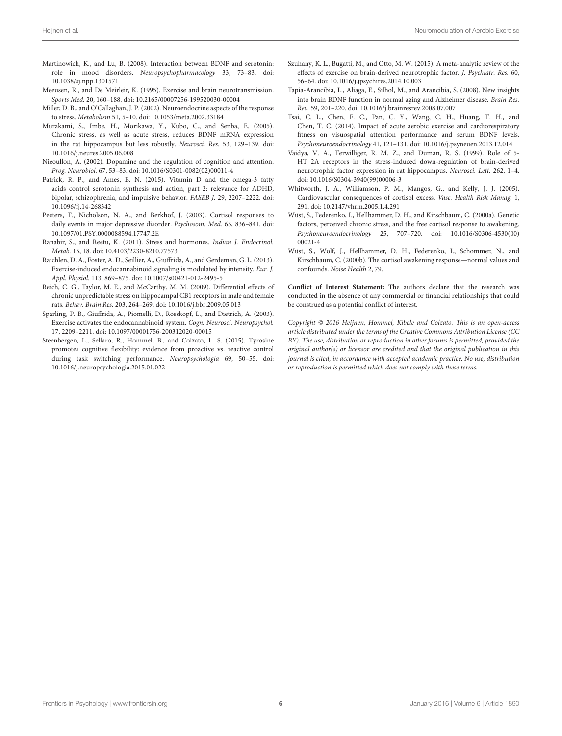Martinowich, K., and Lu, B. (2008). Interaction between BDNF and serotonin: role in mood disorders. *Neuropsychopharmacology* 33, 73–83. doi: 10.1038/sj.npp.1301571

Meeusen, R., and De Meirleir, K. (1995). Exercise and brain neurotransmission. *Sports Med.* 20, 160–188. doi: 10.2165/00007256-199520030-00004

Miller, D. B., and O'Callaghan, J. P. (2002). Neuroendocrine aspects of the response to stress. *Metabolism* 51, 5–10. doi: 10.1053/meta.2002.33184

Murakami, S., Imbe, H., Morikawa, Y., Kubo, C., and Senba, E. (2005). Chronic stress, as well as acute stress, reduces BDNF mRNA expression in the rat hippocampus but less robustly. *Neurosci. Res.* 53, 129–139. doi: 10.1016/j.neures.2005.06.008

Nieoullon, A. (2002). Dopamine and the regulation of cognition and attention. *Prog. Neurobiol.* 67, 53–83. doi: 10.1016/S0301-0082(02)00011-4

Patrick, R. P., and Ames, B. N. (2015). Vitamin D and the omega-3 fatty acids control serotonin synthesis and action, part 2: relevance for ADHD, bipolar, schizophrenia, and impulsive behavior. *FASEB J.* 29, 2207–2222. doi: 10.1096/fj.14-268342

Peeters, F., Nicholson, N. A., and Berkhof, J. (2003). Cortisol responses to daily events in major depressive disorder. *Psychosom. Med.* 65, 836–841. doi: 10.1097/01.PSY.0000088594.17747.2E

Ranabir, S., and Reetu, K. (2011). Stress and hormones. *Indian J. Endocrinol. Metab.* 15, 18. doi: 10.4103/2230-8210.77573

Raichlen, D. A., Foster, A. D., Seillier, A., Giuffrida, A., and Gerdeman, G. L. (2013). Exercise-induced endocannabinoid signaling is modulated by intensity. *Eur. J. Appl. Physiol.* 113, 869–875. doi: 10.1007/s00421-012-2495-5

Reich, C. G., Taylor, M. E., and McCarthy, M. M. (2009). Differential effects of chronic unpredictable stress on hippocampal CB1 receptors in male and female rats. *Behav. Brain Res.* 203, 264–269. doi: 10.1016/j.bbr.2009.05.013

Sparling, P. B., Giuffrida, A., Piomelli, D., Rosskopf, L., and Dietrich, A. (2003). Exercise activates the endocannabinoid system. *Cogn. Neurosci. Neuropsychol.* 17, 2209–2211. doi: 10.1097/00001756-200312020-00015

Steenbergen, L., Sellaro, R., Hommel, B., and Colzato, L. S. (2015). Tyrosine promotes cognitive flexibility: evidence from proactive vs. reactive control during task switching performance. *Neuropsychologia* 69, 50–55. doi: 10.1016/j.neuropsychologia.2015.01.022

Szuhany, K. L., Bugatti, M., and Otto, M. W. (2015). A meta-analytic review of the effects of exercise on brain-derived neurotrophic factor. *J. Psychiatr. Res.* 60, 56–64. doi: 10.1016/j.jpsychires.2014.10.003

Tapia-Arancibia, L., Aliaga, E., Silhol, M., and Arancibia, S. (2008). New insights into brain BDNF function in normal aging and Alzheimer disease. *Brain Res. Rev.* 59, 201–220. doi: 10.1016/j.brainresrev.2008.07.007

Tsai, C. L., Chen, F. C., Pan, C. Y., Wang, C. H., Huang, T. H., and Chen, T. C. (2014). Impact of acute aerobic exercise and cardiorespiratory fitness on visuospatial attention performance and serum BDNF levels. *Psychoneuroendocrinology* 41, 121–131. doi: 10.1016/j.psyneuen.2013.12.014

Vaidya, V. A., Terwilliger, R. M. Z., and Duman, R. S. (1999). Role of 5-HT 2A receptors in the stress-induced down-regulation of brain-derived neurotrophic factor expression in rat hippocampus. *Neurosci. Lett.* 262, 1–4. doi: 10.1016/S0304-3940(99)00006-3

Whitworth, J. A., Williamson, P. M., Mangos, G., and Kelly, J. J. (2005). Cardiovascular consequences of cortisol excess. *Vasc. Health Risk Manag.* 1, 291. doi: 10.2147/vhrm.2005.1.4.291

Wüst, S., Federenko, I., Hellhammer, D. H., and Kirschbaum, C. (2000a). Genetic factors, perceived chronic stress, and the free cortisol response to awakening. *Psychoneuroendocrinology* 25, 707–720. doi: 10.1016/S0306-4530(00)00021-4

Wüst, S., Wolf, J., Hellhammer, D. H., Federenko, I., Schommer, N., and Kirschbaum, C. (2000b). The cortisol awakening response—normal values and confounds. *Noise Health* 2, 79.

**Conflict of Interest Statement:** The authors declare that the research was conducted in the absence of any commercial or financial relationships that could be construed as a potential conflict of interest.

*Copyright © 2016 Heijnen, Hommel, Kibele and Colzato. This is an open-access article distributed under the terms of the Creative Commons Attribution License (CC BY). The use, distribution or reproduction in other forums is permitted, provided the original author(s) or licensor are credited and that the original publication in this journal is cited, in accordance with accepted academic practice. No use, distribution or reproduction is permitted which does not comply with these terms.*